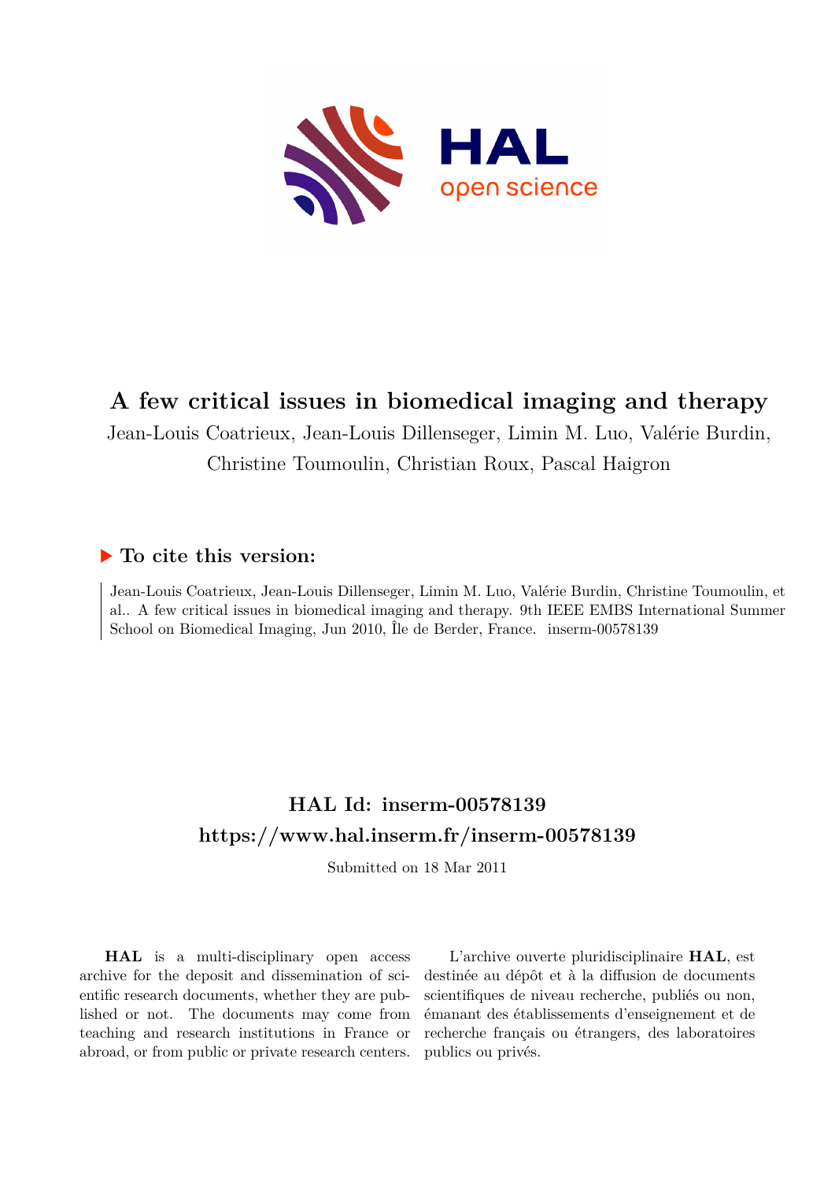# A few critical issues in biomedical imaging and therapy

Jean-Louis Coatrieux, Jean-Louis Dillenseger, Limin M. Luo, Valérie Burdin, Christine Toumoulin, Christian Roux, Pascal Haigron

## ▶ To cite this version:

Jean-Louis Coatrieux, Jean-Louis Dillenseger, Limin M. Luo, Valérie Burdin, Christine Toumoulin, et al.. A few critical issues in biomedical imaging and therapy. 9th IEEE EMBS International Summer School on Biomedical Imaging, Jun 2010, Île de Berder, France. inserm-00578139

## HAL Id: inserm-00578139
## https://www.hal.inserm.fr/inserm-00578139

Submitted on 18 Mar 2011

**HAL** is a multi-disciplinary open access archive for the deposit and dissemination of scientific research documents, whether they are published or not. The documents may come from teaching and research institutions in France or abroad, or from public or private research centers.

L'archive ouverte pluridisciplinaire **HAL**, est destinée au dépôt et à la diffusion de documents scientifiques de niveau recherche, publiés ou non, émanant des établissements d'enseignement et de recherche français ou étrangers, des laboratoires publics ou privés.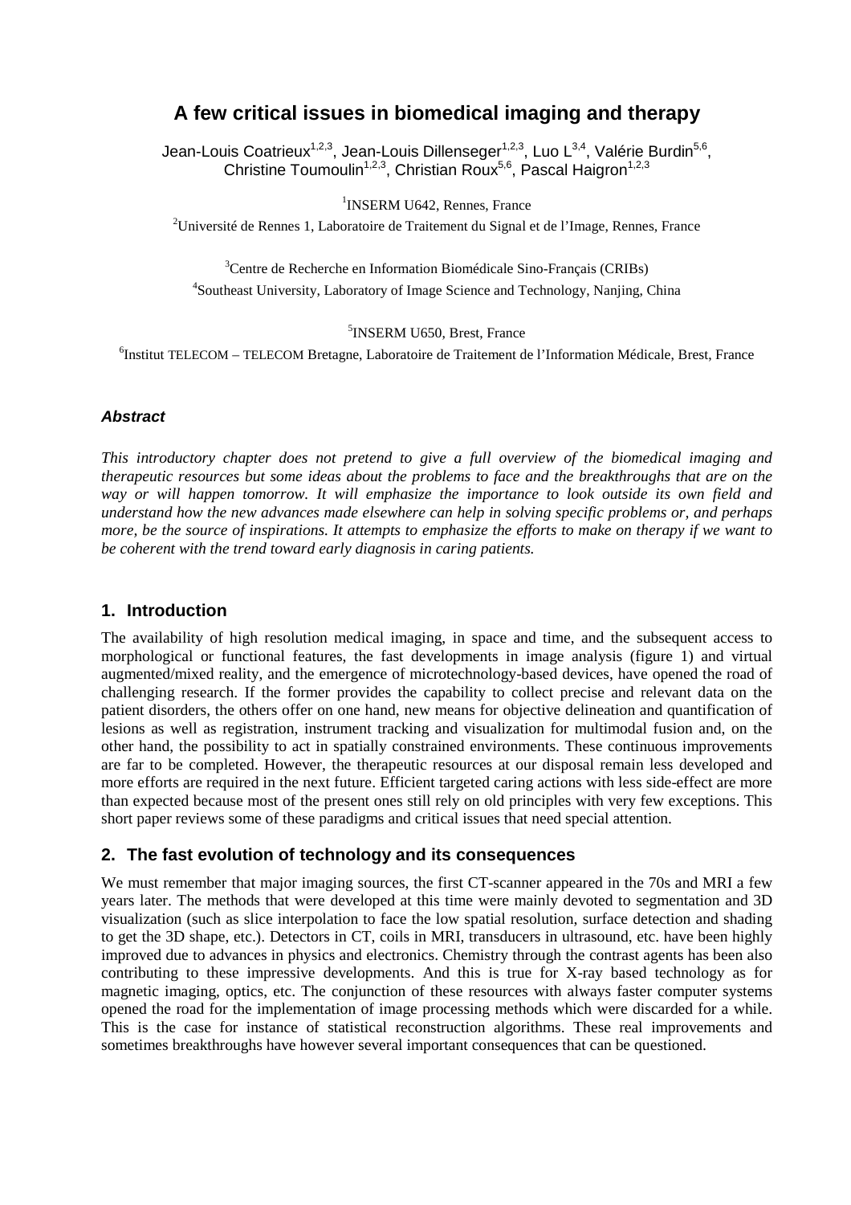# A few critical issues in biomedical imaging and therapy

Jean-Louis Coatrieux[1,2,3], Jean-Louis Dillenseger[1,2,3], Luo L[3,4], Valérie Burdin[5,6], Christine Toumoulin[1,2,3], Christian Roux[5,6], Pascal Haigron[1,2,3]

[1]INSERM U642, Rennes, France

[2]Université de Rennes 1, Laboratoire de Traitement du Signal et de l'Image, Rennes, France

[3]Centre de Recherche en Information Biomédicale Sino-Français (CRIBs)

[4]Southeast University, Laboratory of Image Science and Technology, Nanjing, China

[5]INSERM U650, Brest, France

[6]Institut TELECOM – TELECOM Bretagne, Laboratoire de Traitement de l'Information Médicale, Brest, France

### *Abstract*

*This introductory chapter does not pretend to give a full overview of the biomedical imaging and therapeutic resources but some ideas about the problems to face and the breakthroughs that are on the way or will happen tomorrow. It will emphasize the importance to look outside its own field and understand how the new advances made elsewhere can help in solving specific problems or, and perhaps more, be the source of inspirations. It attempts to emphasize the efforts to make on therapy if we want to be coherent with the trend toward early diagnosis in caring patients.*

## 1. Introduction

The availability of high resolution medical imaging, in space and time, and the subsequent access to morphological or functional features, the fast developments in image analysis (figure 1) and virtual augmented/mixed reality, and the emergence of microtechnology-based devices, have opened the road of challenging research. If the former provides the capability to collect precise and relevant data on the patient disorders, the others offer on one hand, new means for objective delineation and quantification of lesions as well as registration, instrument tracking and visualization for multimodal fusion and, on the other hand, the possibility to act in spatially constrained environments. These continuous improvements are far to be completed. However, the therapeutic resources at our disposal remain less developed and more efforts are required in the next future. Efficient targeted caring actions with less side-effect are more than expected because most of the present ones still rely on old principles with very few exceptions. This short paper reviews some of these paradigms and critical issues that need special attention.

## 2. The fast evolution of technology and its consequences

We must remember that major imaging sources, the first CT-scanner appeared in the 70s and MRI a few years later. The methods that were developed at this time were mainly devoted to segmentation and 3D visualization (such as slice interpolation to face the low spatial resolution, surface detection and shading to get the 3D shape, etc.). Detectors in CT, coils in MRI, transducers in ultrasound, etc. have been highly improved due to advances in physics and electronics. Chemistry through the contrast agents has been also contributing to these impressive developments. And this is true for X-ray based technology as for magnetic imaging, optics, etc. The conjunction of these resources with always faster computer systems opened the road for the implementation of image processing methods which were discarded for a while. This is the case for instance of statistical reconstruction algorithms. These real improvements and sometimes breakthroughs have however several important consequences that can be questioned.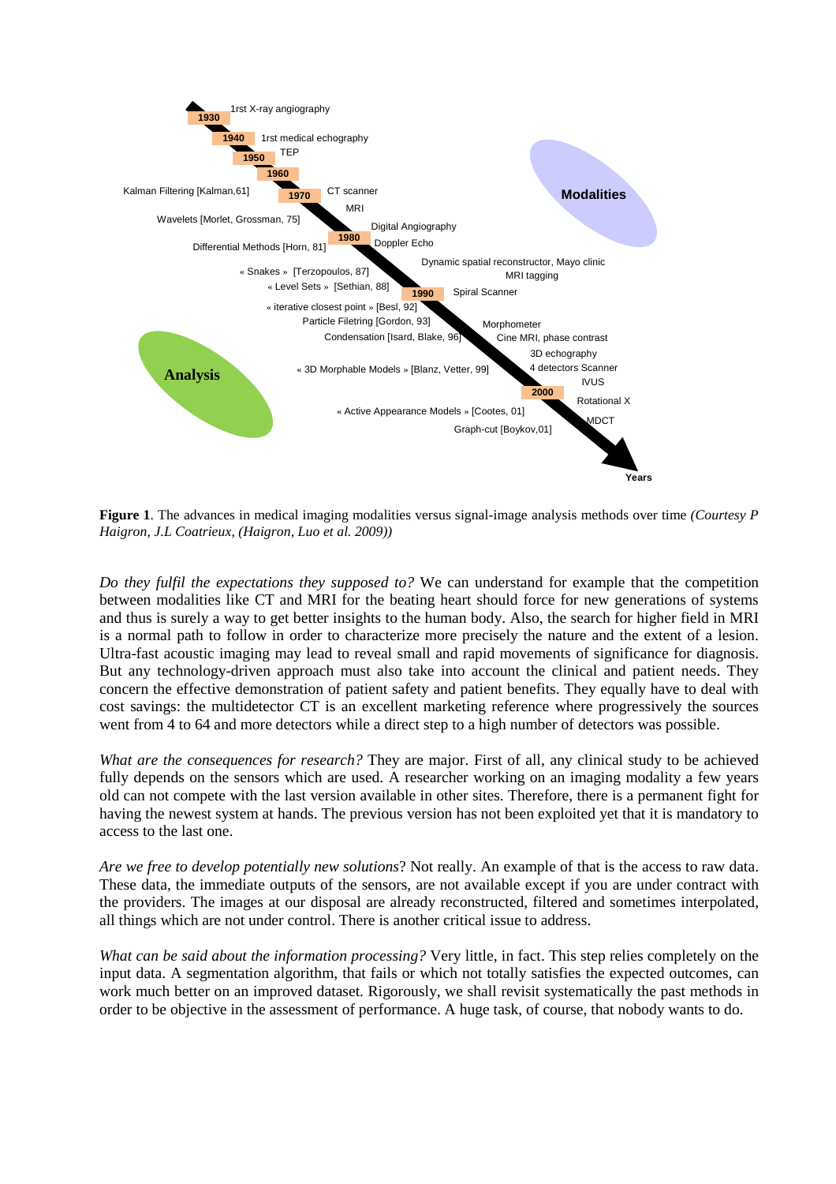**Figure 1**. The advances in medical imaging modalities versus signal-image analysis methods over time *(Courtesy P Haigron, J.L Coatrieux, (Haigron, Luo et al. 2009))*

*Do they fulfil the expectations they supposed to?* We can understand for example that the competition between modalities like CT and MRI for the beating heart should force for new generations of systems and thus is surely a way to get better insights to the human body. Also, the search for higher field in MRI is a normal path to follow in order to characterize more precisely the nature and the extent of a lesion. Ultra-fast acoustic imaging may lead to reveal small and rapid movements of significance for diagnosis. But any technology-driven approach must also take into account the clinical and patient needs. They concern the effective demonstration of patient safety and patient benefits. They equally have to deal with cost savings: the multidetector CT is an excellent marketing reference where progressively the sources went from 4 to 64 and more detectors while a direct step to a high number of detectors was possible.

*What are the consequences for research?* They are major. First of all, any clinical study to be achieved fully depends on the sensors which are used. A researcher working on an imaging modality a few years old can not compete with the last version available in other sites. Therefore, there is a permanent fight for having the newest system at hands. The previous version has not been exploited yet that it is mandatory to access to the last one.

*Are we free to develop potentially new solutions*? Not really. An example of that is the access to raw data. These data, the immediate outputs of the sensors, are not available except if you are under contract with the providers. The images at our disposal are already reconstructed, filtered and sometimes interpolated, all things which are not under control. There is another critical issue to address.

*What can be said about the information processing?* Very little, in fact. This step relies completely on the input data. A segmentation algorithm, that fails or which not totally satisfies the expected outcomes, can work much better on an improved dataset. Rigorously, we shall revisit systematically the past methods in order to be objective in the assessment of performance. A huge task, of course, that nobody wants to do.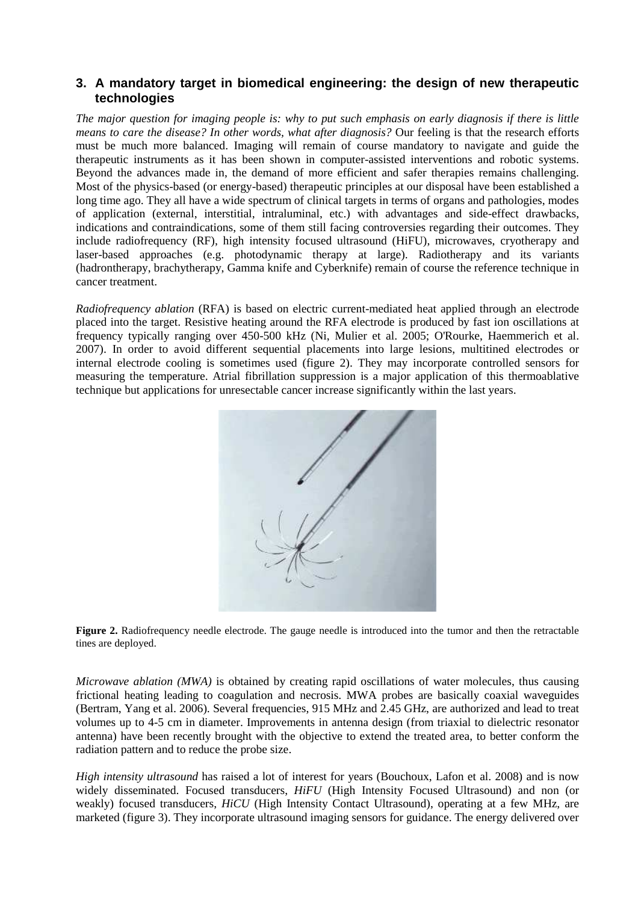## 3. A mandatory target in biomedical engineering: the design of new therapeutic technologies

*The major question for imaging people is: why to put such emphasis on early diagnosis if there is little means to care the disease? In other words, what after diagnosis?* Our feeling is that the research efforts must be much more balanced. Imaging will remain of course mandatory to navigate and guide the therapeutic instruments as it has been shown in computer-assisted interventions and robotic systems. Beyond the advances made in, the demand of more efficient and safer therapies remains challenging. Most of the physics-based (or energy-based) therapeutic principles at our disposal have been established a long time ago. They all have a wide spectrum of clinical targets in terms of organs and pathologies, modes of application (external, interstitial, intraluminal, etc.) with advantages and side-effect drawbacks, indications and contraindications, some of them still facing controversies regarding their outcomes. They include radiofrequency (RF), high intensity focused ultrasound (HiFU), microwaves, cryotherapy and laser-based approaches (e.g. photodynamic therapy at large). Radiotherapy and its variants (hadrontherapy, brachytherapy, Gamma knife and Cyberknife) remain of course the reference technique in cancer treatment.

*Radiofrequency ablation* (RFA) is based on electric current-mediated heat applied through an electrode placed into the target. Resistive heating around the RFA electrode is produced by fast ion oscillations at frequency typically ranging over 450-500 kHz (Ni, Mulier et al. 2005; O'Rourke, Haemmerich et al. 2007). In order to avoid different sequential placements into large lesions, multitined electrodes or internal electrode cooling is sometimes used (figure 2). They may incorporate controlled sensors for measuring the temperature. Atrial fibrillation suppression is a major application of this thermoablative technique but applications for unresectable cancer increase significantly within the last years.

**Figure 2.** Radiofrequency needle electrode. The gauge needle is introduced into the tumor and then the retractable tines are deployed.

*Microwave ablation (MWA)* is obtained by creating rapid oscillations of water molecules, thus causing frictional heating leading to coagulation and necrosis. MWA probes are basically coaxial waveguides (Bertram, Yang et al. 2006). Several frequencies, 915 MHz and 2.45 GHz, are authorized and lead to treat volumes up to 4-5 cm in diameter. Improvements in antenna design (from triaxial to dielectric resonator antenna) have been recently brought with the objective to extend the treated area, to better conform the radiation pattern and to reduce the probe size.

*High intensity ultrasound* has raised a lot of interest for years (Bouchoux, Lafon et al. 2008) and is now widely disseminated. Focused transducers, *HiFU* (High Intensity Focused Ultrasound) and non (or weakly) focused transducers, *HiCU* (High Intensity Contact Ultrasound), operating at a few MHz, are marketed (figure 3). They incorporate ultrasound imaging sensors for guidance. The energy delivered over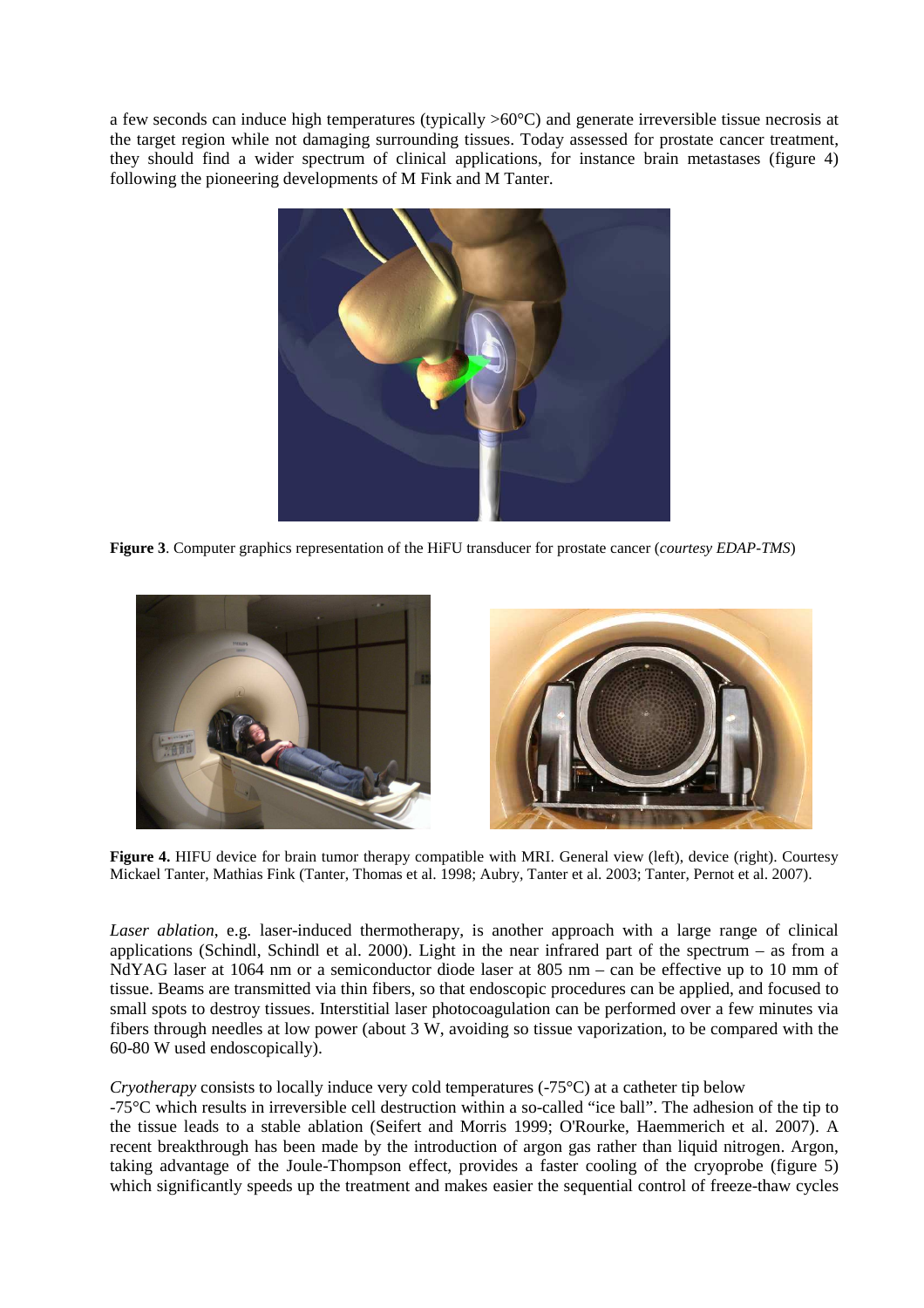a few seconds can induce high temperatures (typically >60°C) and generate irreversible tissue necrosis at the target region while not damaging surrounding tissues. Today assessed for prostate cancer treatment, they should find a wider spectrum of clinical applications, for instance brain metastases (figure 4) following the pioneering developments of M Fink and M Tanter.

**Figure 3**. Computer graphics representation of the HiFU transducer for prostate cancer (*courtesy EDAP-TMS*)

**Figure 4.** HIFU device for brain tumor therapy compatible with MRI. General view (left), device (right). Courtesy Mickael Tanter, Mathias Fink (Tanter, Thomas et al. 1998; Aubry, Tanter et al. 2003; Tanter, Pernot et al. 2007).

*Laser ablation*, e.g. laser-induced thermotherapy, is another approach with a large range of clinical applications (Schindl, Schindl et al. 2000). Light in the near infrared part of the spectrum – as from a NdYAG laser at 1064 nm or a semiconductor diode laser at 805 nm – can be effective up to 10 mm of tissue. Beams are transmitted via thin fibers, so that endoscopic procedures can be applied, and focused to small spots to destroy tissues. Interstitial laser photocoagulation can be performed over a few minutes via fibers through needles at low power (about 3 W, avoiding so tissue vaporization, to be compared with the 60-80 W used endoscopically).

*Cryotherapy* consists to locally induce very cold temperatures (-75°C) at a catheter tip below -75°C which results in irreversible cell destruction within a so-called "ice ball". The adhesion of the tip to the tissue leads to a stable ablation (Seifert and Morris 1999; O'Rourke, Haemmerich et al. 2007). A recent breakthrough has been made by the introduction of argon gas rather than liquid nitrogen. Argon, taking advantage of the Joule-Thompson effect, provides a faster cooling of the cryoprobe (figure 5) which significantly speeds up the treatment and makes easier the sequential control of freeze-thaw cycles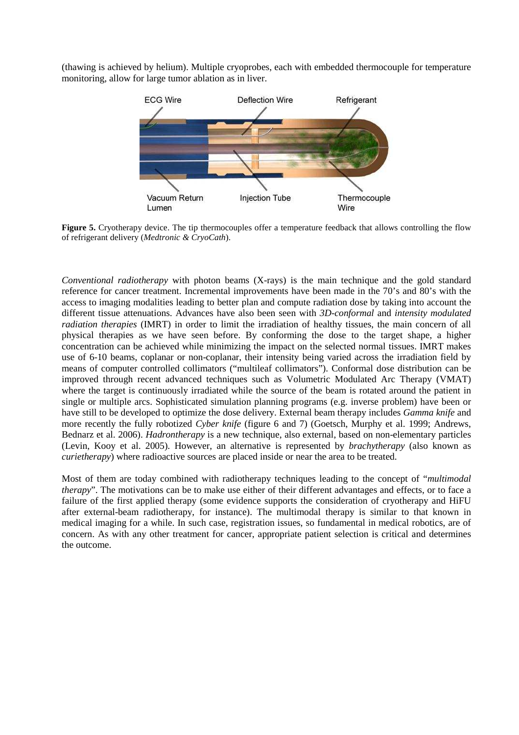(thawing is achieved by helium). Multiple cryoprobes, each with embedded thermocouple for temperature monitoring, allow for large tumor ablation as in liver.

**Figure 5.** Cryotherapy device. The tip thermocouples offer a temperature feedback that allows controlling the flow of refrigerant delivery (*Medtronic & CryoCath*).

*Conventional radiotherapy* with photon beams (X-rays) is the main technique and the gold standard reference for cancer treatment. Incremental improvements have been made in the 70's and 80's with the access to imaging modalities leading to better plan and compute radiation dose by taking into account the different tissue attenuations. Advances have also been seen with *3D-conformal* and *intensity modulated radiation therapies* (IMRT) in order to limit the irradiation of healthy tissues, the main concern of all physical therapies as we have seen before. By conforming the dose to the target shape, a higher concentration can be achieved while minimizing the impact on the selected normal tissues. IMRT makes use of 6-10 beams, coplanar or non-coplanar, their intensity being varied across the irradiation field by means of computer controlled collimators ("multileaf collimators"). Conformal dose distribution can be improved through recent advanced techniques such as Volumetric Modulated Arc Therapy (VMAT) where the target is continuously irradiated while the source of the beam is rotated around the patient in single or multiple arcs. Sophisticated simulation planning programs (e.g. inverse problem) have been or have still to be developed to optimize the dose delivery. External beam therapy includes *Gamma knife* and more recently the fully robotized *Cyber knife* (figure 6 and 7) (Goetsch, Murphy et al. 1999; Andrews, Bednarz et al. 2006). *Hadrontherapy* is a new technique, also external, based on non-elementary particles (Levin, Kooy et al. 2005). However, an alternative is represented by *brachytherapy* (also known as *curietherapy*) where radioactive sources are placed inside or near the area to be treated.

Most of them are today combined with radiotherapy techniques leading to the concept of "*multimodal therapy*". The motivations can be to make use either of their different advantages and effects, or to face a failure of the first applied therapy (some evidence supports the consideration of cryotherapy and HiFU after external-beam radiotherapy, for instance). The multimodal therapy is similar to that known in medical imaging for a while. In such case, registration issues, so fundamental in medical robotics, are of concern. As with any other treatment for cancer, appropriate patient selection is critical and determines the outcome.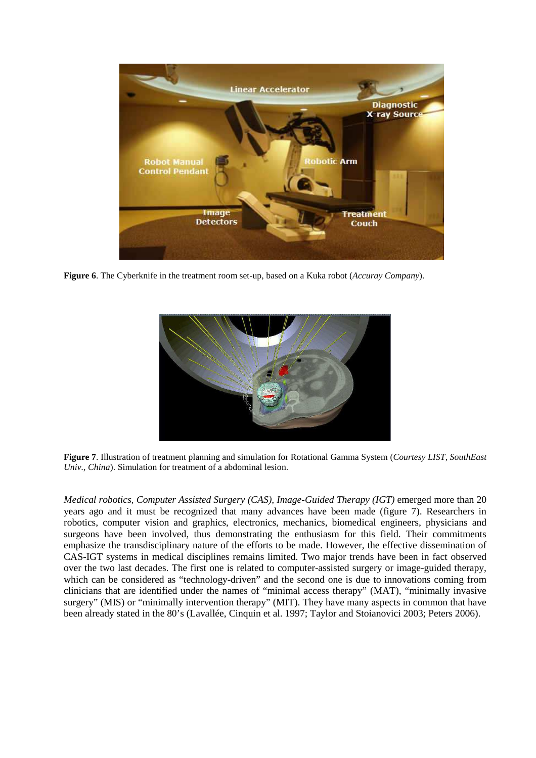**Figure 6**. The Cyberknife in the treatment room set-up, based on a Kuka robot (*Accuray Company*).

**Figure 7**. Illustration of treatment planning and simulation for Rotational Gamma System (*Courtesy LIST, SouthEast Univ., China*). Simulation for treatment of a abdominal lesion.

*Medical robotics, Computer Assisted Surgery (CAS), Image-Guided Therapy (IGT)* emerged more than 20 years ago and it must be recognized that many advances have been made (figure 7). Researchers in robotics, computer vision and graphics, electronics, mechanics, biomedical engineers, physicians and surgeons have been involved, thus demonstrating the enthusiasm for this field. Their commitments emphasize the transdisciplinary nature of the efforts to be made. However, the effective dissemination of CAS-IGT systems in medical disciplines remains limited. Two major trends have been in fact observed over the two last decades. The first one is related to computer-assisted surgery or image-guided therapy, which can be considered as "technology-driven" and the second one is due to innovations coming from clinicians that are identified under the names of "minimal access therapy" (MAT), "minimally invasive surgery" (MIS) or "minimally intervention therapy" (MIT). They have many aspects in common that have been already stated in the 80's (Lavallée, Cinquin et al. 1997; Taylor and Stoianovici 2003; Peters 2006).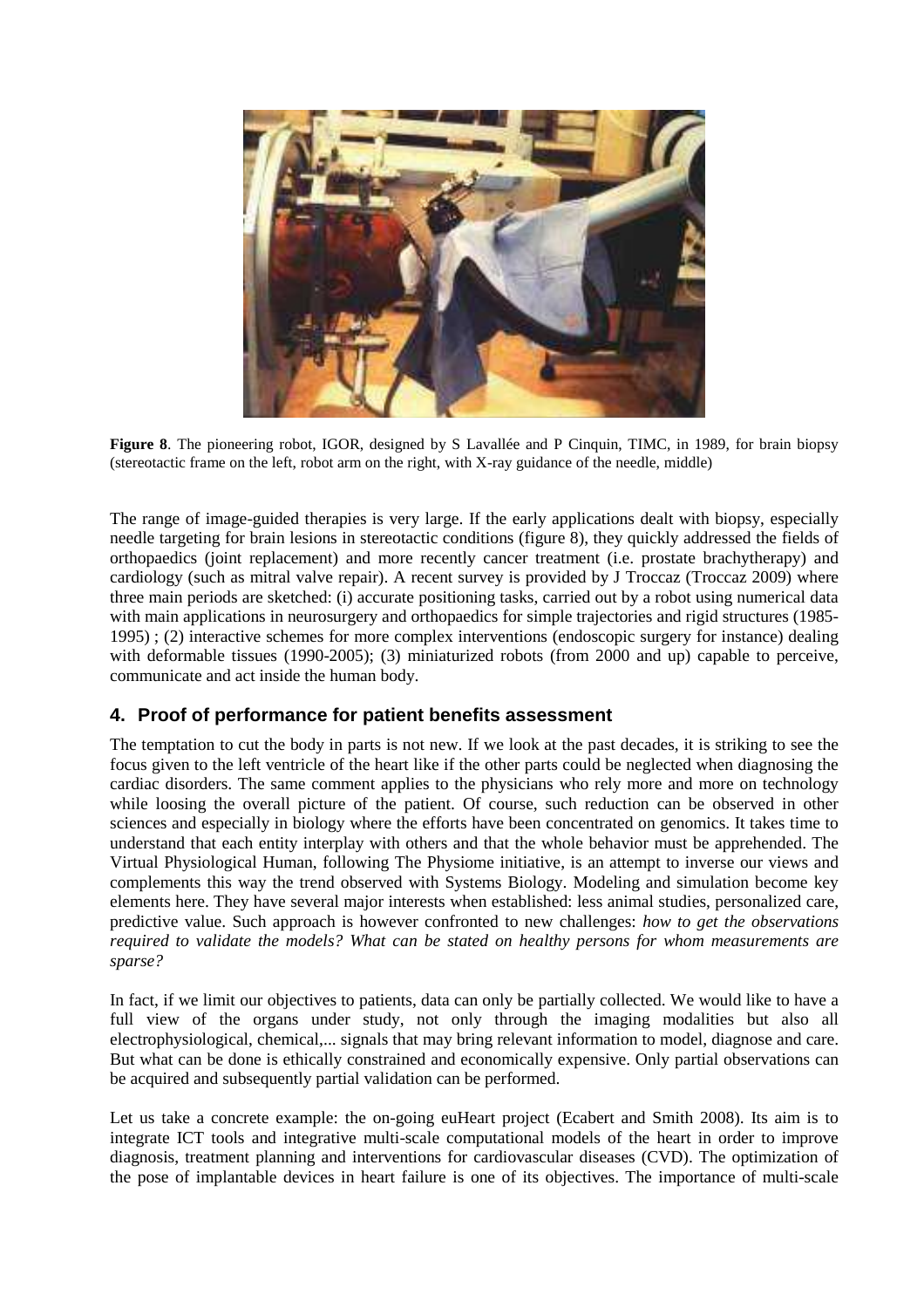**Figure 8**. The pioneering robot, IGOR, designed by S Lavallée and P Cinquin, TIMC, in 1989, for brain biopsy (stereotactic frame on the left, robot arm on the right, with X-ray guidance of the needle, middle)

The range of image-guided therapies is very large. If the early applications dealt with biopsy, especially needle targeting for brain lesions in stereotactic conditions (figure 8), they quickly addressed the fields of orthopaedics (joint replacement) and more recently cancer treatment (i.e. prostate brachytherapy) and cardiology (such as mitral valve repair). A recent survey is provided by J Troccaz (Troccaz 2009) where three main periods are sketched: (i) accurate positioning tasks, carried out by a robot using numerical data with main applications in neurosurgery and orthopaedics for simple trajectories and rigid structures (1985-1995) ; (2) interactive schemes for more complex interventions (endoscopic surgery for instance) dealing with deformable tissues (1990-2005); (3) miniaturized robots (from 2000 and up) capable to perceive, communicate and act inside the human body.

## 4. Proof of performance for patient benefits assessment

The temptation to cut the body in parts is not new. If we look at the past decades, it is striking to see the focus given to the left ventricle of the heart like if the other parts could be neglected when diagnosing the cardiac disorders. The same comment applies to the physicians who rely more and more on technology while loosing the overall picture of the patient. Of course, such reduction can be observed in other sciences and especially in biology where the efforts have been concentrated on genomics. It takes time to understand that each entity interplay with others and that the whole behavior must be apprehended. The Virtual Physiological Human, following The Physiome initiative, is an attempt to inverse our views and complements this way the trend observed with Systems Biology. Modeling and simulation become key elements here. They have several major interests when established: less animal studies, personalized care, predictive value. Such approach is however confronted to new challenges: *how to get the observations required to validate the models? What can be stated on healthy persons for whom measurements are sparse?*

In fact, if we limit our objectives to patients, data can only be partially collected. We would like to have a full view of the organs under study, not only through the imaging modalities but also all electrophysiological, chemical,... signals that may bring relevant information to model, diagnose and care. But what can be done is ethically constrained and economically expensive. Only partial observations can be acquired and subsequently partial validation can be performed.

Let us take a concrete example: the on-going euHeart project (Ecabert and Smith 2008). Its aim is to integrate ICT tools and integrative multi-scale computational models of the heart in order to improve diagnosis, treatment planning and interventions for cardiovascular diseases (CVD). The optimization of the pose of implantable devices in heart failure is one of its objectives. The importance of multi-scale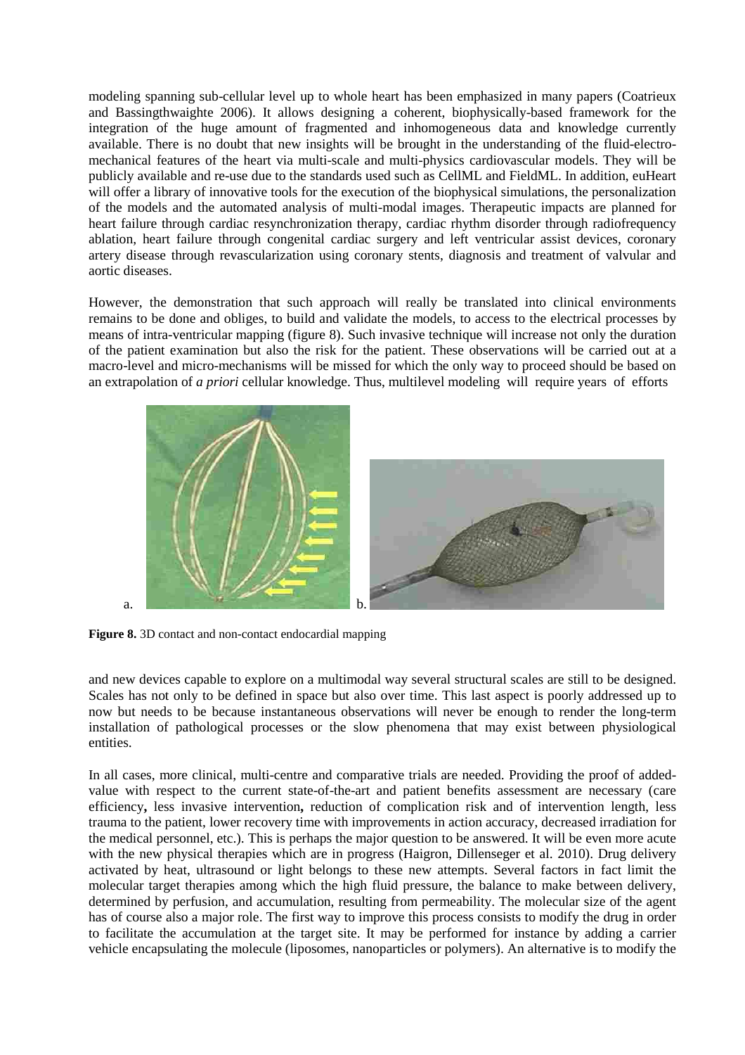modeling spanning sub-cellular level up to whole heart has been emphasized in many papers (Coatrieux and Bassingthwaighte 2006). It allows designing a coherent, biophysically-based framework for the integration of the huge amount of fragmented and inhomogeneous data and knowledge currently available. There is no doubt that new insights will be brought in the understanding of the fluid-electro-mechanical features of the heart via multi-scale and multi-physics cardiovascular models. They will be publicly available and re-use due to the standards used such as CellML and FieldML. In addition, euHeart will offer a library of innovative tools for the execution of the biophysical simulations, the personalization of the models and the automated analysis of multi-modal images. Therapeutic impacts are planned for heart failure through cardiac resynchronization therapy, cardiac rhythm disorder through radiofrequency ablation, heart failure through congenital cardiac surgery and left ventricular assist devices, coronary artery disease through revascularization using coronary stents, diagnosis and treatment of valvular and aortic diseases.

However, the demonstration that such approach will really be translated into clinical environments remains to be done and obliges, to build and validate the models, to access to the electrical processes by means of intra-ventricular mapping (figure 8). Such invasive technique will increase not only the duration of the patient examination but also the risk for the patient. These observations will be carried out at a macro-level and micro-mechanisms will be missed for which the only way to proceed should be based on an extrapolation of *a priori* cellular knowledge. Thus, multilevel modeling will require years of efforts

a. b.

**Figure 8.** 3D contact and non-contact endocardial mapping

and new devices capable to explore on a multimodal way several structural scales are still to be designed. Scales has not only to be defined in space but also over time. This last aspect is poorly addressed up to now but needs to be because instantaneous observations will never be enough to render the long-term installation of pathological processes or the slow phenomena that may exist between physiological entities.

In all cases, more clinical, multi-centre and comparative trials are needed. Providing the proof of added-value with respect to the current state-of-the-art and patient benefits assessment are necessary (care efficiency**,** less invasive intervention**,** reduction of complication risk and of intervention length, less trauma to the patient, lower recovery time with improvements in action accuracy, decreased irradiation for the medical personnel, etc.). This is perhaps the major question to be answered. It will be even more acute with the new physical therapies which are in progress (Haigron, Dillenseger et al. 2010). Drug delivery activated by heat, ultrasound or light belongs to these new attempts. Several factors in fact limit the molecular target therapies among which the high fluid pressure, the balance to make between delivery, determined by perfusion, and accumulation, resulting from permeability. The molecular size of the agent has of course also a major role. The first way to improve this process consists to modify the drug in order to facilitate the accumulation at the target site. It may be performed for instance by adding a carrier vehicle encapsulating the molecule (liposomes, nanoparticles or polymers). An alternative is to modify the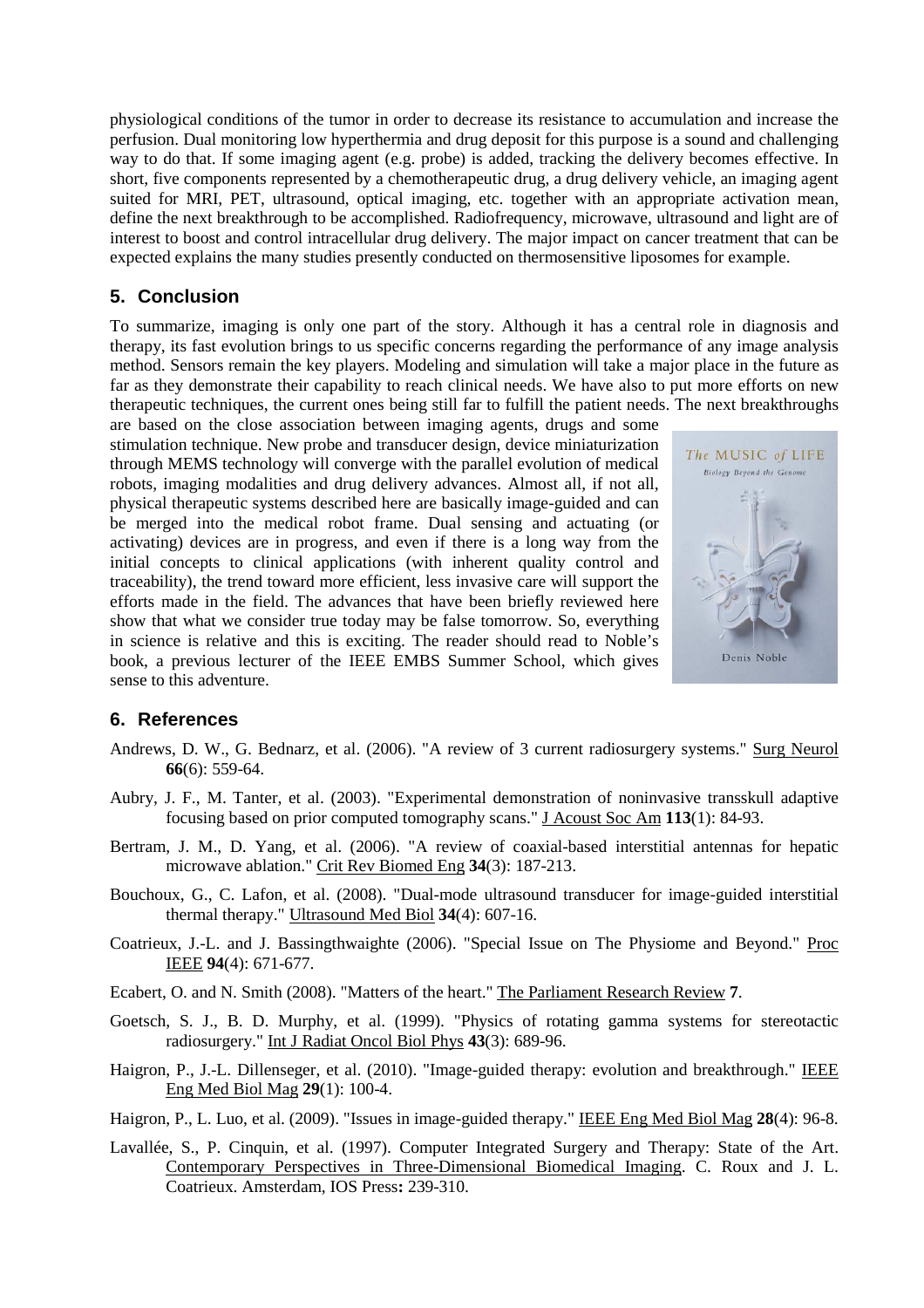physiological conditions of the tumor in order to decrease its resistance to accumulation and increase the perfusion. Dual monitoring low hyperthermia and drug deposit for this purpose is a sound and challenging way to do that. If some imaging agent (e.g. probe) is added, tracking the delivery becomes effective. In short, five components represented by a chemotherapeutic drug, a drug delivery vehicle, an imaging agent suited for MRI, PET, ultrasound, optical imaging, etc. together with an appropriate activation mean, define the next breakthrough to be accomplished. Radiofrequency, microwave, ultrasound and light are of interest to boost and control intracellular drug delivery. The major impact on cancer treatment that can be expected explains the many studies presently conducted on thermosensitive liposomes for example.

## 5. Conclusion

To summarize, imaging is only one part of the story. Although it has a central role in diagnosis and therapy, its fast evolution brings to us specific concerns regarding the performance of any image analysis method. Sensors remain the key players. Modeling and simulation will take a major place in the future as far as they demonstrate their capability to reach clinical needs. We have also to put more efforts on new therapeutic techniques, the current ones being still far to fulfill the patient needs. The next breakthroughs are based on the close association between imaging agents, drugs and some stimulation technique. New probe and transducer design, device miniaturization through MEMS technology will converge with the parallel evolution of medical robots, imaging modalities and drug delivery advances. Almost all, if not all, physical therapeutic systems described here are basically image-guided and can be merged into the medical robot frame. Dual sensing and actuating (or activating) devices are in progress, and even if there is a long way from the initial concepts to clinical applications (with inherent quality control and traceability), the trend toward more efficient, less invasive care will support the efforts made in the field. The advances that have been briefly reviewed here show that what we consider true today may be false tomorrow. So, everything in science is relative and this is exciting. The reader should read to Noble's book, a previous lecturer of the IEEE EMBS Summer School, which gives sense to this adventure.

## 6. References

Andrews, D. W., G. Bednarz, et al. (2006). "A review of 3 current radiosurgery systems." Surg Neurol **66**(6): 559-64.

Aubry, J. F., M. Tanter, et al. (2003). "Experimental demonstration of noninvasive transskull adaptive focusing based on prior computed tomography scans." J Acoust Soc Am **113**(1): 84-93.

Bertram, J. M., D. Yang, et al. (2006). "A review of coaxial-based interstitial antennas for hepatic microwave ablation." Crit Rev Biomed Eng **34**(3): 187-213.

Bouchoux, G., C. Lafon, et al. (2008). "Dual-mode ultrasound transducer for image-guided interstitial thermal therapy." Ultrasound Med Biol **34**(4): 607-16.

Coatrieux, J.-L. and J. Bassingthwaighte (2006). "Special Issue on The Physiome and Beyond." Proc IEEE **94**(4): 671-677.

Ecabert, O. and N. Smith (2008). "Matters of the heart." The Parliament Research Review **7**.

Goetsch, S. J., B. D. Murphy, et al. (1999). "Physics of rotating gamma systems for stereotactic radiosurgery." Int J Radiat Oncol Biol Phys **43**(3): 689-96.

Haigron, P., J.-L. Dillenseger, et al. (2010). "Image-guided therapy: evolution and breakthrough." IEEE Eng Med Biol Mag **29**(1): 100-4.

Haigron, P., L. Luo, et al. (2009). "Issues in image-guided therapy." IEEE Eng Med Biol Mag **28**(4): 96-8.

Lavallée, S., P. Cinquin, et al. (1997). Computer Integrated Surgery and Therapy: State of the Art. Contemporary Perspectives in Three-Dimensional Biomedical Imaging. C. Roux and J. L. Coatrieux. Amsterdam, IOS Press**:** 239-310.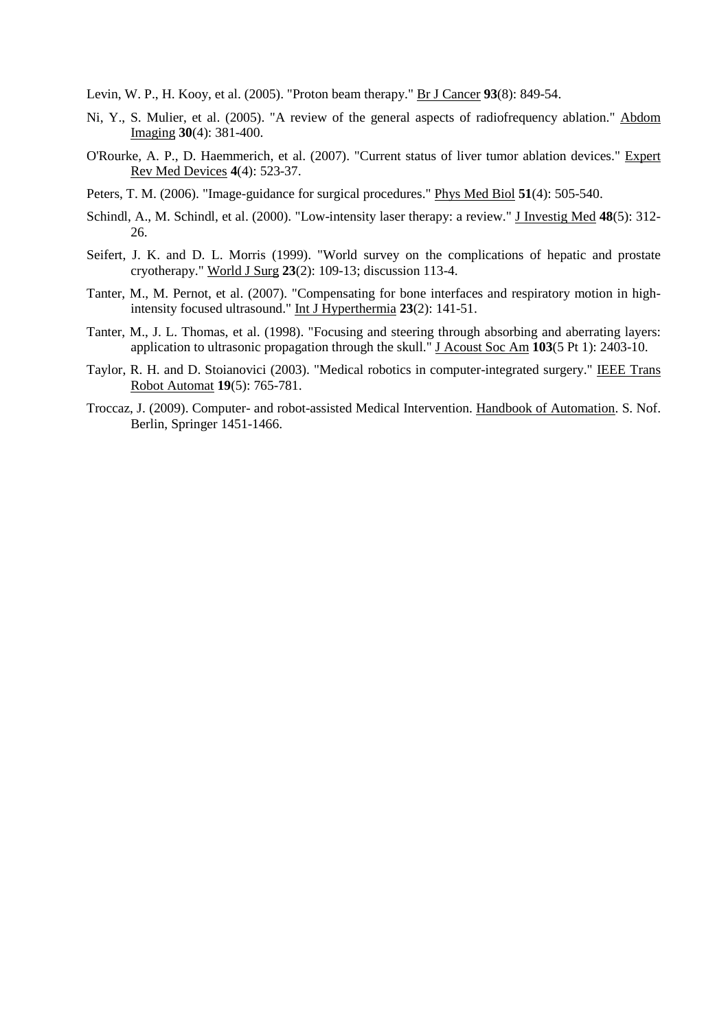Levin, W. P., H. Kooy, et al. (2005). "Proton beam therapy." Br J Cancer **93**(8): 849-54.

Ni, Y., S. Mulier, et al. (2005). "A review of the general aspects of radiofrequency ablation." Abdom Imaging **30**(4): 381-400.

O'Rourke, A. P., D. Haemmerich, et al. (2007). "Current status of liver tumor ablation devices." Expert Rev Med Devices **4**(4): 523-37.

Peters, T. M. (2006). "Image-guidance for surgical procedures." Phys Med Biol **51**(4): 505-540.

Schindl, A., M. Schindl, et al. (2000). "Low-intensity laser therapy: a review." J Investig Med **48**(5): 312-26.

Seifert, J. K. and D. L. Morris (1999). "World survey on the complications of hepatic and prostate cryotherapy." World J Surg **23**(2): 109-13; discussion 113-4.

Tanter, M., M. Pernot, et al. (2007). "Compensating for bone interfaces and respiratory motion in high-intensity focused ultrasound." Int J Hyperthermia **23**(2): 141-51.

Tanter, M., J. L. Thomas, et al. (1998). "Focusing and steering through absorbing and aberrating layers: application to ultrasonic propagation through the skull." J Acoust Soc Am **103**(5 Pt 1): 2403-10.

Taylor, R. H. and D. Stoianovici (2003). "Medical robotics in computer-integrated surgery." IEEE Trans Robot Automat **19**(5): 765-781.

Troccaz, J. (2009). Computer- and robot-assisted Medical Intervention. Handbook of Automation. S. Nof. Berlin, Springer 1451-1466.